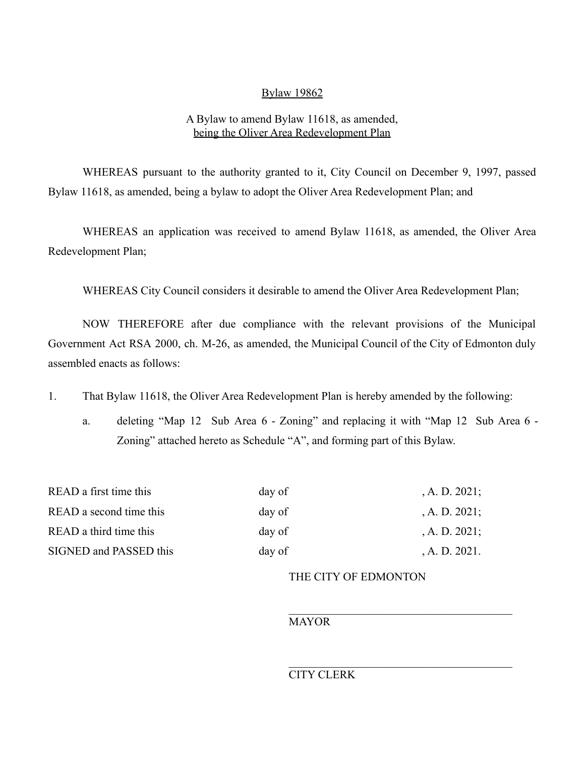Bylaw 19862

A Bylaw to amend Bylaw 11618, as amended,
being the Oliver Area Redevelopment Plan

WHEREAS pursuant to the authority granted to it, City Council on December 9, 1997, passed Bylaw 11618, as amended, being a bylaw to adopt the Oliver Area Redevelopment Plan; and

WHEREAS an application was received to amend Bylaw 11618, as amended, the Oliver Area Redevelopment Plan;

WHEREAS City Council considers it desirable to amend the Oliver Area Redevelopment Plan;

NOW THEREFORE after due compliance with the relevant provisions of the Municipal Government Act RSA 2000, ch. M-26, as amended, the Municipal Council of the City of Edmonton duly assembled enacts as follows:

1. That Bylaw 11618, the Oliver Area Redevelopment Plan is hereby amended by the following:

   a. deleting "Map 12 Sub Area 6 - Zoning" and replacing it with "Map 12 Sub Area 6 - Zoning" attached hereto as Schedule "A", and forming part of this Bylaw.

| | | |
|---|---|---|
| READ a first time this | day of | , A. D. 2021; |
| READ a second time this | day of | , A. D. 2021; |
| READ a third time this | day of | , A. D. 2021; |
| SIGNED and PASSED this | day of | , A. D. 2021. |

THE CITY OF EDMONTON

\_\_\_\_\_\_\_\_\_\_\_\_\_\_\_\_\_\_\_\_\_\_\_\_\_\_\_\_\_\_\_\_\_\_\_\_\_\_\_\_

MAYOR

\_\_\_\_\_\_\_\_\_\_\_\_\_\_\_\_\_\_\_\_\_\_\_\_\_\_\_\_\_\_\_\_\_\_\_\_\_\_\_\_

CITY CLERK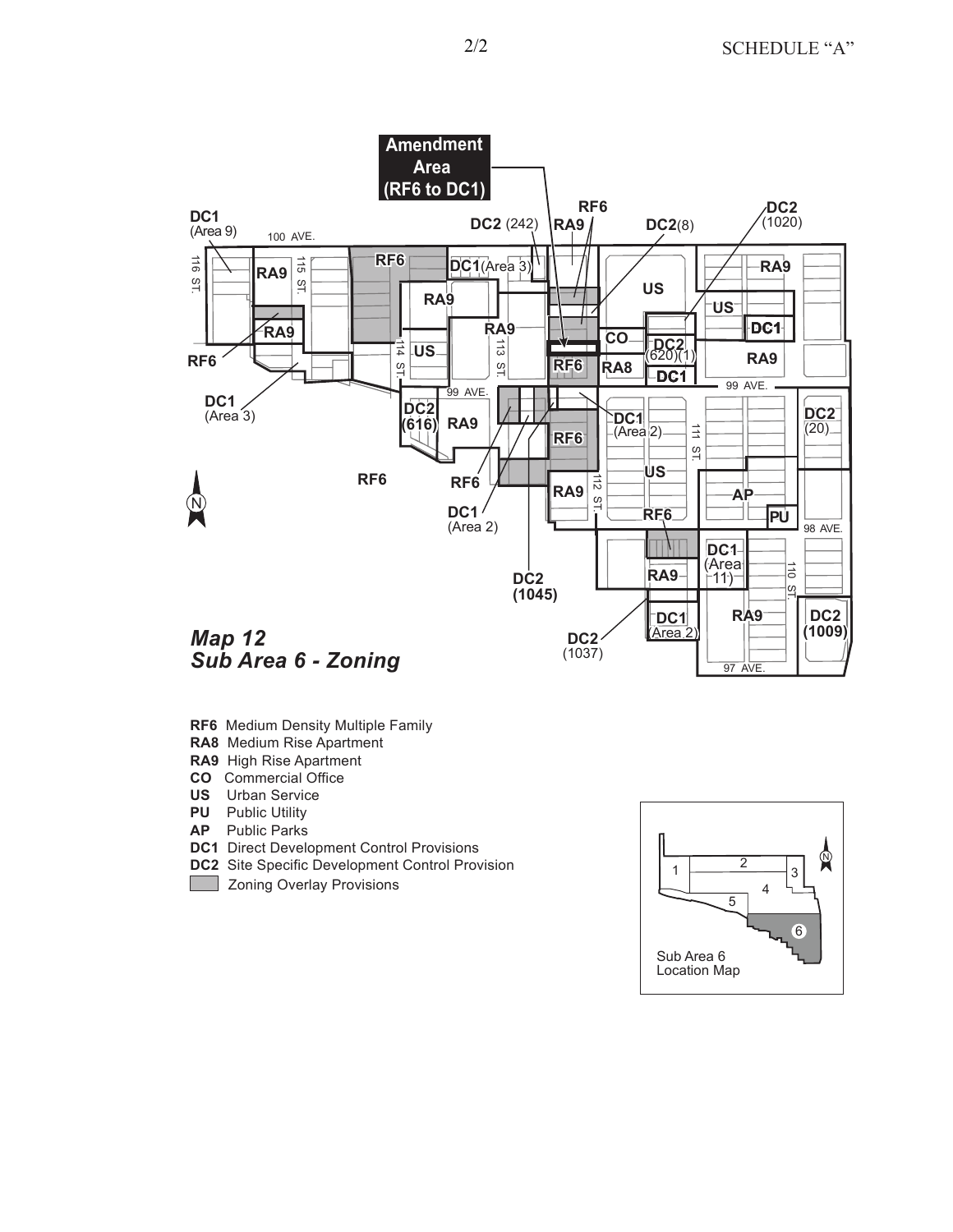SCHEDULE "A"

Amendment Area (RF6 to DC1)

DC1 (Area 9)

100 AVE.

116 ST.

115 ST.

114 ST.

113 ST.

112 ST.

111 ST.

110 ST.

99 AVE.

98 AVE.

97 AVE.

RF6

RA9

DC2 (242)

DC2(8)

DC2 (1020)

DC1(Area 3)

US

CO

DC2 (620)(1)

RA8

DC1

DC1 (Area 3)

DC2 (616)

DC1 (Area 2)

DC2 (20)

AP

PU

DC1 (Area 2)

DC2 (1045)

DC1 (Area 11)

DC2 (1037)

DC1 (Area 2)

DC2 (1009)

*Map 12*
*Sub Area 6 - Zoning*

**RF6** Medium Density Multiple Family
**RA8** Medium Rise Apartment
**RA9** High Rise Apartment
**CO** Commercial Office
**US** Urban Service
**PU** Public Utility
**AP** Public Parks
**DC1** Direct Development Control Provisions
**DC2** Site Specific Development Control Provision
Zoning Overlay Provisions

1 2 3 4 5 6

Sub Area 6 Location Map